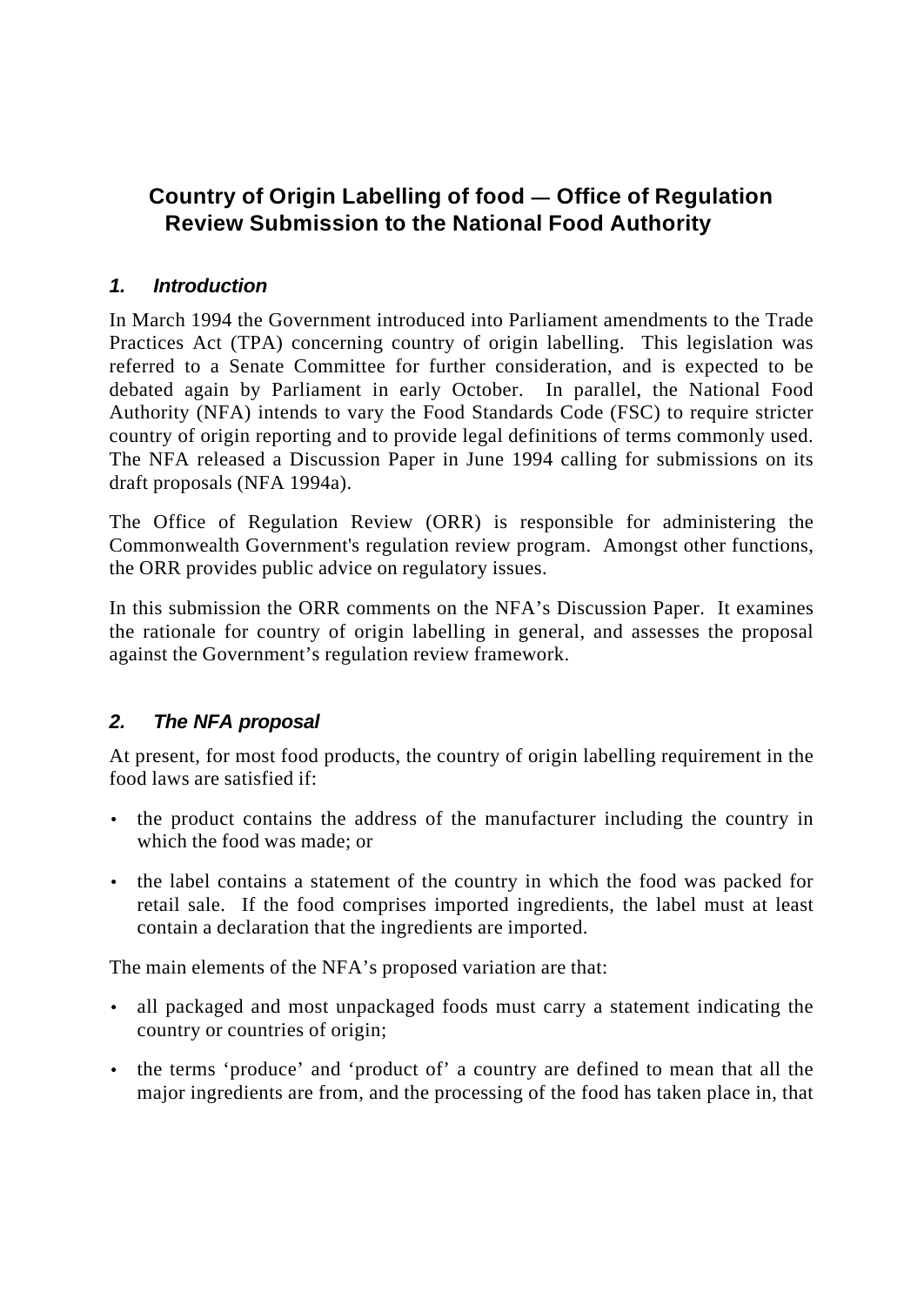# Country of Origin Labelling of food — Office of Regulation Review Submission to the National Food Authority

## *1. Introduction*

In March 1994 the Government introduced into Parliament amendments to the Trade Practices Act (TPA) concerning country of origin labelling. This legislation was referred to a Senate Committee for further consideration, and is expected to be debated again by Parliament in early October. In parallel, the National Food Authority (NFA) intends to vary the Food Standards Code (FSC) to require stricter country of origin reporting and to provide legal definitions of terms commonly used. The NFA released a Discussion Paper in June 1994 calling for submissions on its draft proposals (NFA 1994a).

The Office of Regulation Review (ORR) is responsible for administering the Commonwealth Government's regulation review program. Amongst other functions, the ORR provides public advice on regulatory issues.

In this submission the ORR comments on the NFA's Discussion Paper. It examines the rationale for country of origin labelling in general, and assesses the proposal against the Government's regulation review framework.

## *2. The NFA proposal*

At present, for most food products, the country of origin labelling requirement in the food laws are satisfied if:

- the product contains the address of the manufacturer including the country in which the food was made; or
- the label contains a statement of the country in which the food was packed for retail sale. If the food comprises imported ingredients, the label must at least contain a declaration that the ingredients are imported.

The main elements of the NFA's proposed variation are that:

- all packaged and most unpackaged foods must carry a statement indicating the country or countries of origin;
- the terms 'produce' and 'product of' a country are defined to mean that all the major ingredients are from, and the processing of the food has taken place in, that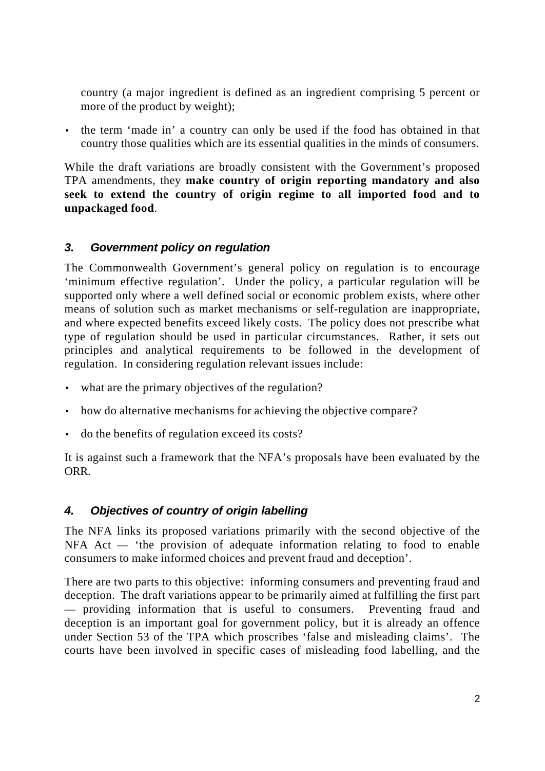country (a major ingredient is defined as an ingredient comprising 5 percent or more of the product by weight);

- the term 'made in' a country can only be used if the food has obtained in that country those qualities which are its essential qualities in the minds of consumers.

While the draft variations are broadly consistent with the Government's proposed TPA amendments, they **make country of origin reporting mandatory and also seek to extend the country of origin regime to all imported food and to unpackaged food**.

### *3. Government policy on regulation*

The Commonwealth Government's general policy on regulation is to encourage 'minimum effective regulation'. Under the policy, a particular regulation will be supported only where a well defined social or economic problem exists, where other means of solution such as market mechanisms or self-regulation are inappropriate, and where expected benefits exceed likely costs. The policy does not prescribe what type of regulation should be used in particular circumstances. Rather, it sets out principles and analytical requirements to be followed in the development of regulation. In considering regulation relevant issues include:

- what are the primary objectives of the regulation?
- how do alternative mechanisms for achieving the objective compare?
- do the benefits of regulation exceed its costs?

It is against such a framework that the NFA's proposals have been evaluated by the ORR.

### *4. Objectives of country of origin labelling*

The NFA links its proposed variations primarily with the second objective of the NFA Act — 'the provision of adequate information relating to food to enable consumers to make informed choices and prevent fraud and deception'.

There are two parts to this objective: informing consumers and preventing fraud and deception. The draft variations appear to be primarily aimed at fulfilling the first part — providing information that is useful to consumers. Preventing fraud and deception is an important goal for government policy, but it is already an offence under Section 53 of the TPA which proscribes 'false and misleading claims'. The courts have been involved in specific cases of misleading food labelling, and the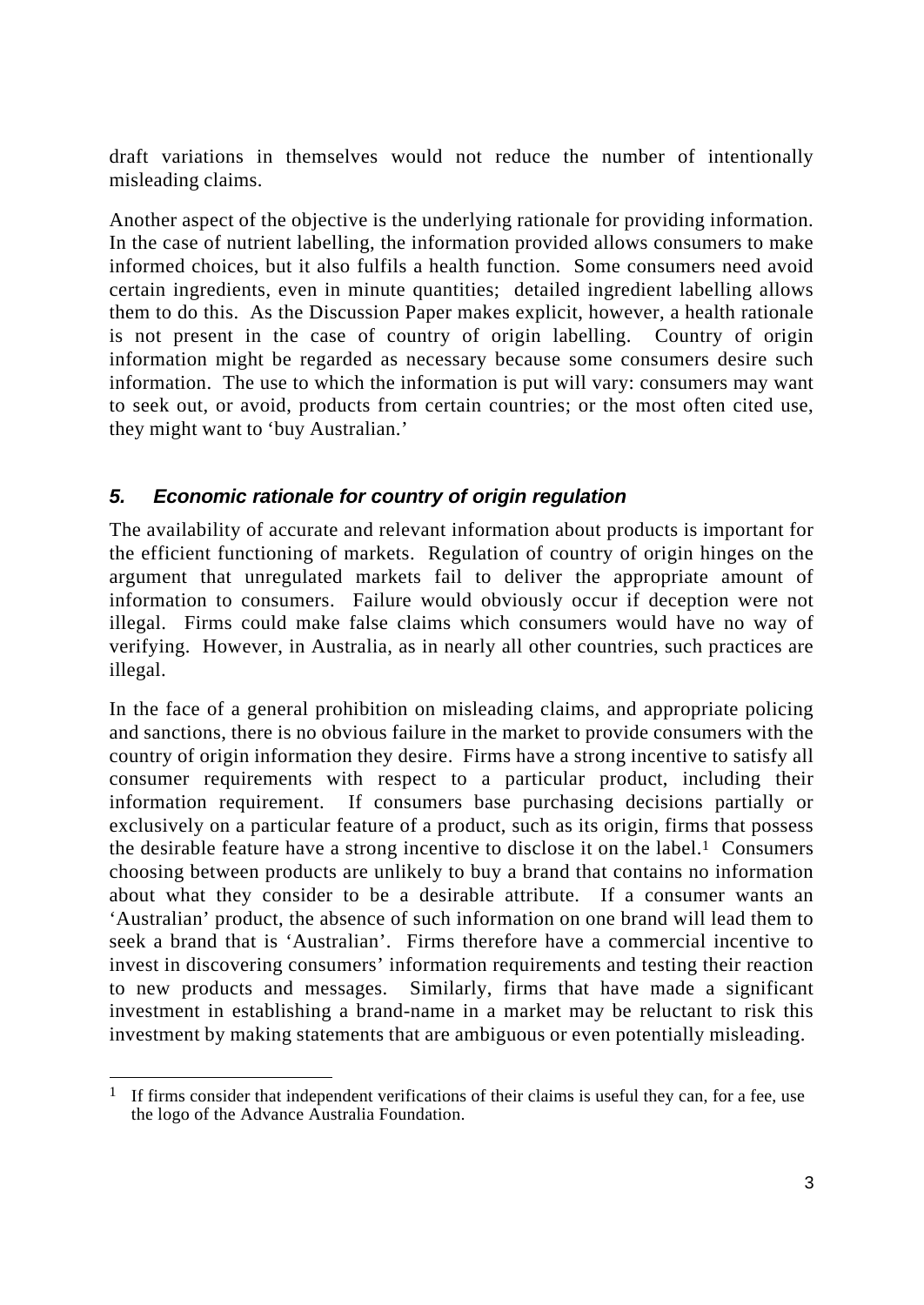draft variations in themselves would not reduce the number of intentionally misleading claims.

Another aspect of the objective is the underlying rationale for providing information. In the case of nutrient labelling, the information provided allows consumers to make informed choices, but it also fulfils a health function. Some consumers need avoid certain ingredients, even in minute quantities; detailed ingredient labelling allows them to do this. As the Discussion Paper makes explicit, however, a health rationale is not present in the case of country of origin labelling. Country of origin information might be regarded as necessary because some consumers desire such information. The use to which the information is put will vary: consumers may want to seek out, or avoid, products from certain countries; or the most often cited use, they might want to 'buy Australian.'

### *5. Economic rationale for country of origin regulation*

The availability of accurate and relevant information about products is important for the efficient functioning of markets. Regulation of country of origin hinges on the argument that unregulated markets fail to deliver the appropriate amount of information to consumers. Failure would obviously occur if deception were not illegal. Firms could make false claims which consumers would have no way of verifying. However, in Australia, as in nearly all other countries, such practices are illegal.

In the face of a general prohibition on misleading claims, and appropriate policing and sanctions, there is no obvious failure in the market to provide consumers with the country of origin information they desire. Firms have a strong incentive to satisfy all consumer requirements with respect to a particular product, including their information requirement. If consumers base purchasing decisions partially or exclusively on a particular feature of a product, such as its origin, firms that possess the desirable feature have a strong incentive to disclose it on the label.[1] Consumers choosing between products are unlikely to buy a brand that contains no information about what they consider to be a desirable attribute. If a consumer wants an 'Australian' product, the absence of such information on one brand will lead them to seek a brand that is 'Australian'. Firms therefore have a commercial incentive to invest in discovering consumers' information requirements and testing their reaction to new products and messages. Similarly, firms that have made a significant investment in establishing a brand-name in a market may be reluctant to risk this investment by making statements that are ambiguous or even potentially misleading.

---

[1] If firms consider that independent verifications of their claims is useful they can, for a fee, use the logo of the Advance Australia Foundation.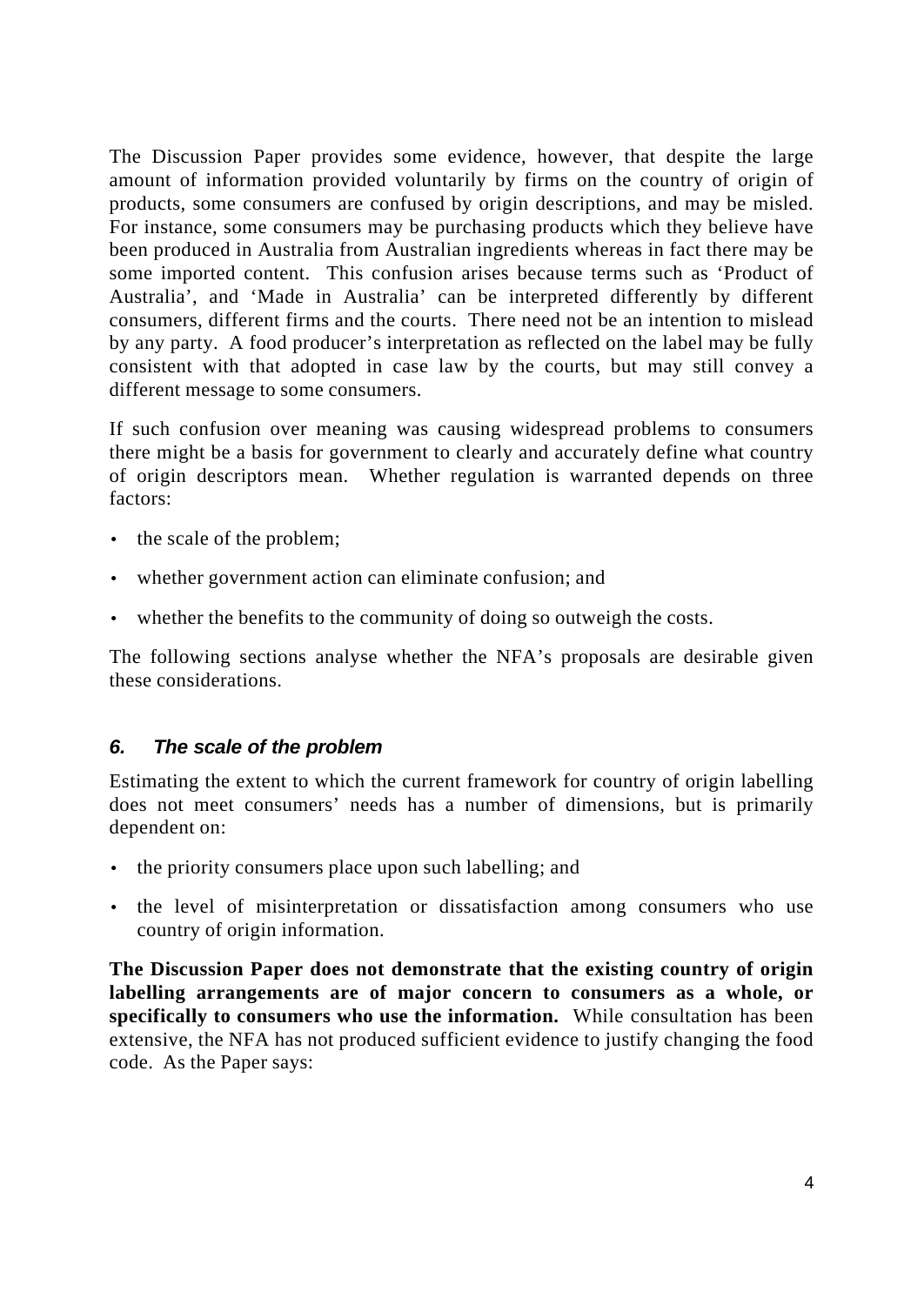The Discussion Paper provides some evidence, however, that despite the large amount of information provided voluntarily by firms on the country of origin of products, some consumers are confused by origin descriptions, and may be misled. For instance, some consumers may be purchasing products which they believe have been produced in Australia from Australian ingredients whereas in fact there may be some imported content. This confusion arises because terms such as 'Product of Australia', and 'Made in Australia' can be interpreted differently by different consumers, different firms and the courts. There need not be an intention to mislead by any party. A food producer's interpretation as reflected on the label may be fully consistent with that adopted in case law by the courts, but may still convey a different message to some consumers.

If such confusion over meaning was causing widespread problems to consumers there might be a basis for government to clearly and accurately define what country of origin descriptors mean. Whether regulation is warranted depends on three factors:

- the scale of the problem;
- whether government action can eliminate confusion; and
- whether the benefits to the community of doing so outweigh the costs.

The following sections analyse whether the NFA's proposals are desirable given these considerations.

### *6. The scale of the problem*

Estimating the extent to which the current framework for country of origin labelling does not meet consumers' needs has a number of dimensions, but is primarily dependent on:

- the priority consumers place upon such labelling; and
- the level of misinterpretation or dissatisfaction among consumers who use country of origin information.

**The Discussion Paper does not demonstrate that the existing country of origin labelling arrangements are of major concern to consumers as a whole, or specifically to consumers who use the information.** While consultation has been extensive, the NFA has not produced sufficient evidence to justify changing the food code. As the Paper says: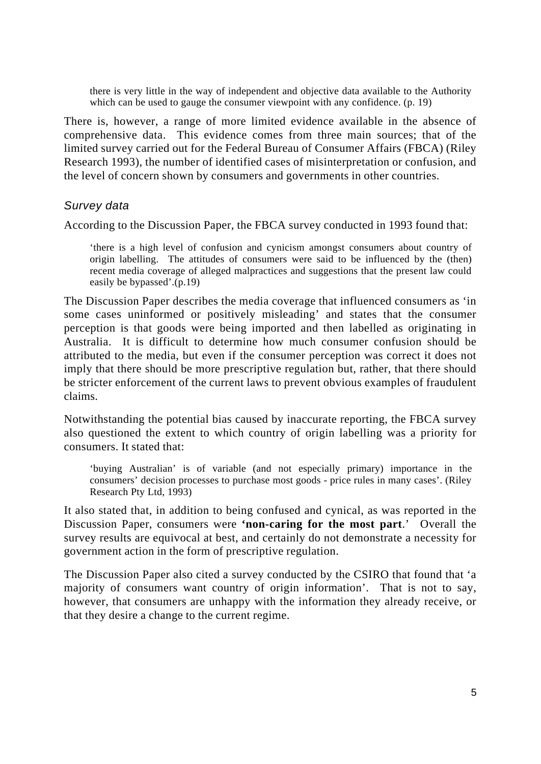> there is very little in the way of independent and objective data available to the Authority which can be used to gauge the consumer viewpoint with any confidence. (p. 19)

There is, however, a range of more limited evidence available in the absence of comprehensive data. This evidence comes from three main sources; that of the limited survey carried out for the Federal Bureau of Consumer Affairs (FBCA) (Riley Research 1993), the number of identified cases of misinterpretation or confusion, and the level of concern shown by consumers and governments in other countries.

### *Survey data*

According to the Discussion Paper, the FBCA survey conducted in 1993 found that:

> 'there is a high level of confusion and cynicism amongst consumers about country of origin labelling. The attitudes of consumers were said to be influenced by the (then) recent media coverage of alleged malpractices and suggestions that the present law could easily be bypassed'.(p.19)

The Discussion Paper describes the media coverage that influenced consumers as 'in some cases uninformed or positively misleading' and states that the consumer perception is that goods were being imported and then labelled as originating in Australia. It is difficult to determine how much consumer confusion should be attributed to the media, but even if the consumer perception was correct it does not imply that there should be more prescriptive regulation but, rather, that there should be stricter enforcement of the current laws to prevent obvious examples of fraudulent claims.

Notwithstanding the potential bias caused by inaccurate reporting, the FBCA survey also questioned the extent to which country of origin labelling was a priority for consumers. It stated that:

> 'buying Australian' is of variable (and not especially primary) importance in the consumers' decision processes to purchase most goods - price rules in many cases'. (Riley Research Pty Ltd, 1993)

It also stated that, in addition to being confused and cynical, as was reported in the Discussion Paper, consumers were **'non-caring for the most part**.' Overall the survey results are equivocal at best, and certainly do not demonstrate a necessity for government action in the form of prescriptive regulation.

The Discussion Paper also cited a survey conducted by the CSIRO that found that 'a majority of consumers want country of origin information'. That is not to say, however, that consumers are unhappy with the information they already receive, or that they desire a change to the current regime.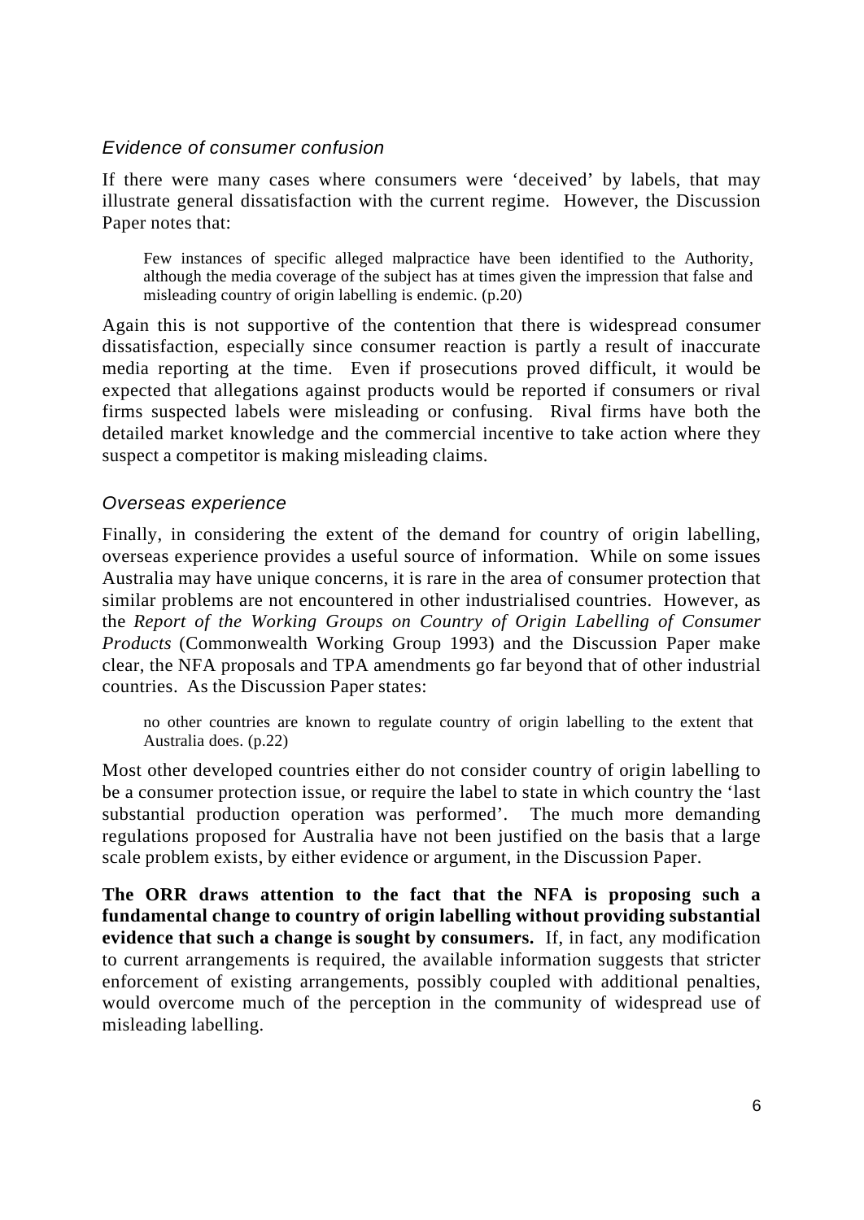### *Evidence of consumer confusion*

If there were many cases where consumers were 'deceived' by labels, that may illustrate general dissatisfaction with the current regime. However, the Discussion Paper notes that:

> Few instances of specific alleged malpractice have been identified to the Authority, although the media coverage of the subject has at times given the impression that false and misleading country of origin labelling is endemic. (p.20)

Again this is not supportive of the contention that there is widespread consumer dissatisfaction, especially since consumer reaction is partly a result of inaccurate media reporting at the time. Even if prosecutions proved difficult, it would be expected that allegations against products would be reported if consumers or rival firms suspected labels were misleading or confusing. Rival firms have both the detailed market knowledge and the commercial incentive to take action where they suspect a competitor is making misleading claims.

### *Overseas experience*

Finally, in considering the extent of the demand for country of origin labelling, overseas experience provides a useful source of information. While on some issues Australia may have unique concerns, it is rare in the area of consumer protection that similar problems are not encountered in other industrialised countries. However, as the *Report of the Working Groups on Country of Origin Labelling of Consumer Products* (Commonwealth Working Group 1993) and the Discussion Paper make clear, the NFA proposals and TPA amendments go far beyond that of other industrial countries. As the Discussion Paper states:

> no other countries are known to regulate country of origin labelling to the extent that Australia does. (p.22)

Most other developed countries either do not consider country of origin labelling to be a consumer protection issue, or require the label to state in which country the 'last substantial production operation was performed'. The much more demanding regulations proposed for Australia have not been justified on the basis that a large scale problem exists, by either evidence or argument, in the Discussion Paper.

**The ORR draws attention to the fact that the NFA is proposing such a fundamental change to country of origin labelling without providing substantial evidence that such a change is sought by consumers.** If, in fact, any modification to current arrangements is required, the available information suggests that stricter enforcement of existing arrangements, possibly coupled with additional penalties, would overcome much of the perception in the community of widespread use of misleading labelling.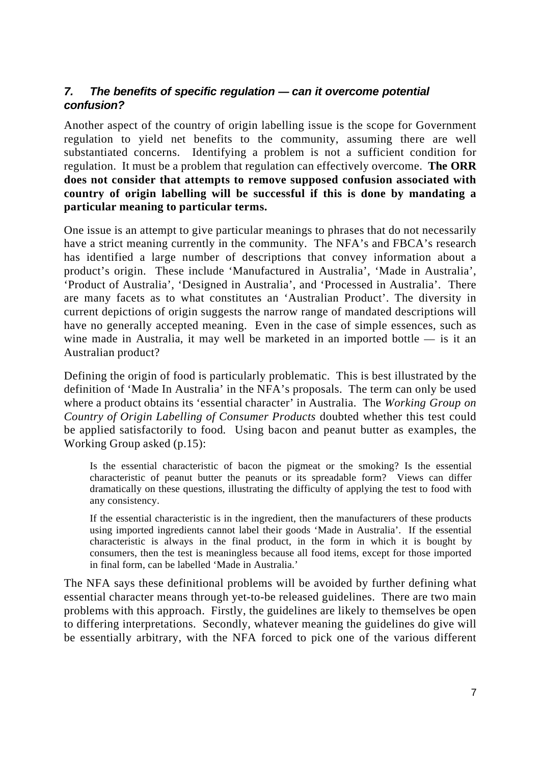### *7. The benefits of specific regulation — can it overcome potential confusion?*

Another aspect of the country of origin labelling issue is the scope for Government regulation to yield net benefits to the community, assuming there are well substantiated concerns. Identifying a problem is not a sufficient condition for regulation. It must be a problem that regulation can effectively overcome. **The ORR does not consider that attempts to remove supposed confusion associated with country of origin labelling will be successful if this is done by mandating a particular meaning to particular terms.**

One issue is an attempt to give particular meanings to phrases that do not necessarily have a strict meaning currently in the community. The NFA's and FBCA's research has identified a large number of descriptions that convey information about a product's origin. These include 'Manufactured in Australia', 'Made in Australia', 'Product of Australia', 'Designed in Australia', and 'Processed in Australia'. There are many facets as to what constitutes an 'Australian Product'. The diversity in current depictions of origin suggests the narrow range of mandated descriptions will have no generally accepted meaning. Even in the case of simple essences, such as wine made in Australia, it may well be marketed in an imported bottle — is it an Australian product?

Defining the origin of food is particularly problematic. This is best illustrated by the definition of 'Made In Australia' in the NFA's proposals. The term can only be used where a product obtains its 'essential character' in Australia. The *Working Group on Country of Origin Labelling of Consumer Products* doubted whether this test could be applied satisfactorily to food. Using bacon and peanut butter as examples, the Working Group asked (p.15):

> Is the essential characteristic of bacon the pigmeat or the smoking? Is the essential characteristic of peanut butter the peanuts or its spreadable form? Views can differ dramatically on these questions, illustrating the difficulty of applying the test to food with any consistency.
>
> If the essential characteristic is in the ingredient, then the manufacturers of these products using imported ingredients cannot label their goods 'Made in Australia'. If the essential characteristic is always in the final product, in the form in which it is bought by consumers, then the test is meaningless because all food items, except for those imported in final form, can be labelled 'Made in Australia.'

The NFA says these definitional problems will be avoided by further defining what essential character means through yet-to-be released guidelines. There are two main problems with this approach. Firstly, the guidelines are likely to themselves be open to differing interpretations. Secondly, whatever meaning the guidelines do give will be essentially arbitrary, with the NFA forced to pick one of the various different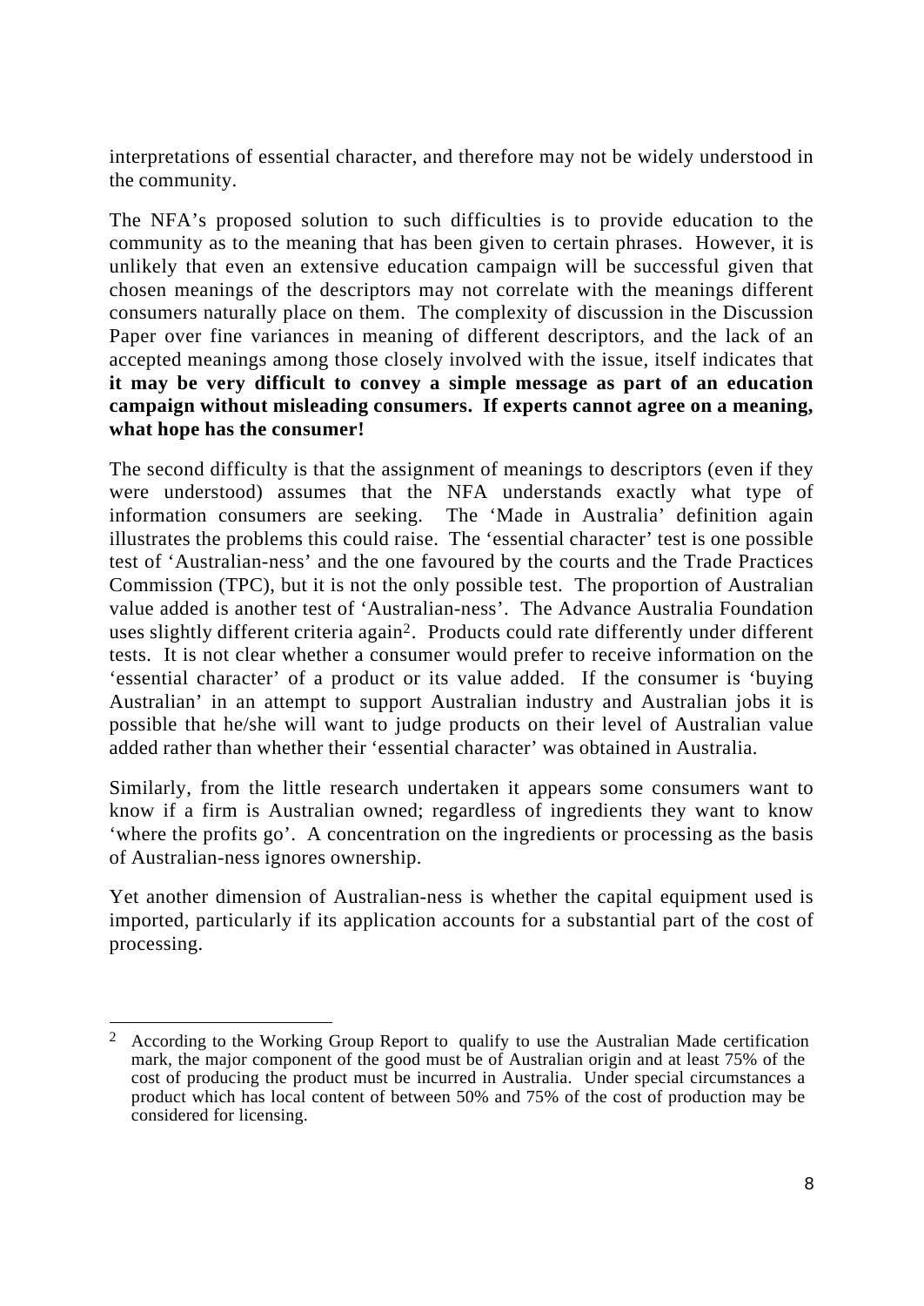interpretations of essential character, and therefore may not be widely understood in the community.

The NFA's proposed solution to such difficulties is to provide education to the community as to the meaning that has been given to certain phrases. However, it is unlikely that even an extensive education campaign will be successful given that chosen meanings of the descriptors may not correlate with the meanings different consumers naturally place on them. The complexity of discussion in the Discussion Paper over fine variances in meaning of different descriptors, and the lack of an accepted meanings among those closely involved with the issue, itself indicates that **it may be very difficult to convey a simple message as part of an education campaign without misleading consumers. If experts cannot agree on a meaning, what hope has the consumer!**

The second difficulty is that the assignment of meanings to descriptors (even if they were understood) assumes that the NFA understands exactly what type of information consumers are seeking. The 'Made in Australia' definition again illustrates the problems this could raise. The 'essential character' test is one possible test of 'Australian-ness' and the one favoured by the courts and the Trade Practices Commission (TPC), but it is not the only possible test. The proportion of Australian value added is another test of 'Australian-ness'. The Advance Australia Foundation uses slightly different criteria again[2]. Products could rate differently under different tests. It is not clear whether a consumer would prefer to receive information on the 'essential character' of a product or its value added. If the consumer is 'buying Australian' in an attempt to support Australian industry and Australian jobs it is possible that he/she will want to judge products on their level of Australian value added rather than whether their 'essential character' was obtained in Australia.

Similarly, from the little research undertaken it appears some consumers want to know if a firm is Australian owned; regardless of ingredients they want to know 'where the profits go'. A concentration on the ingredients or processing as the basis of Australian-ness ignores ownership.

Yet another dimension of Australian-ness is whether the capital equipment used is imported, particularly if its application accounts for a substantial part of the cost of processing.

---

[2] According to the Working Group Report to qualify to use the Australian Made certification mark, the major component of the good must be of Australian origin and at least 75% of the cost of producing the product must be incurred in Australia. Under special circumstances a product which has local content of between 50% and 75% of the cost of production may be considered for licensing.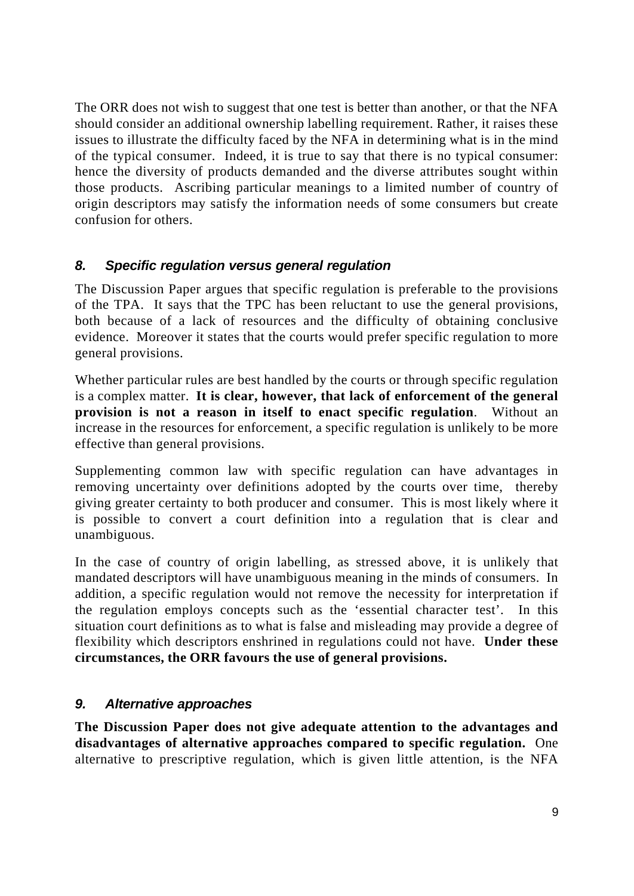The ORR does not wish to suggest that one test is better than another, or that the NFA should consider an additional ownership labelling requirement. Rather, it raises these issues to illustrate the difficulty faced by the NFA in determining what is in the mind of the typical consumer. Indeed, it is true to say that there is no typical consumer: hence the diversity of products demanded and the diverse attributes sought within those products. Ascribing particular meanings to a limited number of country of origin descriptors may satisfy the information needs of some consumers but create confusion for others.

## *8. Specific regulation versus general regulation*

The Discussion Paper argues that specific regulation is preferable to the provisions of the TPA. It says that the TPC has been reluctant to use the general provisions, both because of a lack of resources and the difficulty of obtaining conclusive evidence. Moreover it states that the courts would prefer specific regulation to more general provisions.

Whether particular rules are best handled by the courts or through specific regulation is a complex matter. **It is clear, however, that lack of enforcement of the general provision is not a reason in itself to enact specific regulation**. Without an increase in the resources for enforcement, a specific regulation is unlikely to be more effective than general provisions.

Supplementing common law with specific regulation can have advantages in removing uncertainty over definitions adopted by the courts over time, thereby giving greater certainty to both producer and consumer. This is most likely where it is possible to convert a court definition into a regulation that is clear and unambiguous.

In the case of country of origin labelling, as stressed above, it is unlikely that mandated descriptors will have unambiguous meaning in the minds of consumers. In addition, a specific regulation would not remove the necessity for interpretation if the regulation employs concepts such as the 'essential character test'. In this situation court definitions as to what is false and misleading may provide a degree of flexibility which descriptors enshrined in regulations could not have. **Under these circumstances, the ORR favours the use of general provisions.**

## *9. Alternative approaches*

**The Discussion Paper does not give adequate attention to the advantages and disadvantages of alternative approaches compared to specific regulation.** One alternative to prescriptive regulation, which is given little attention, is the NFA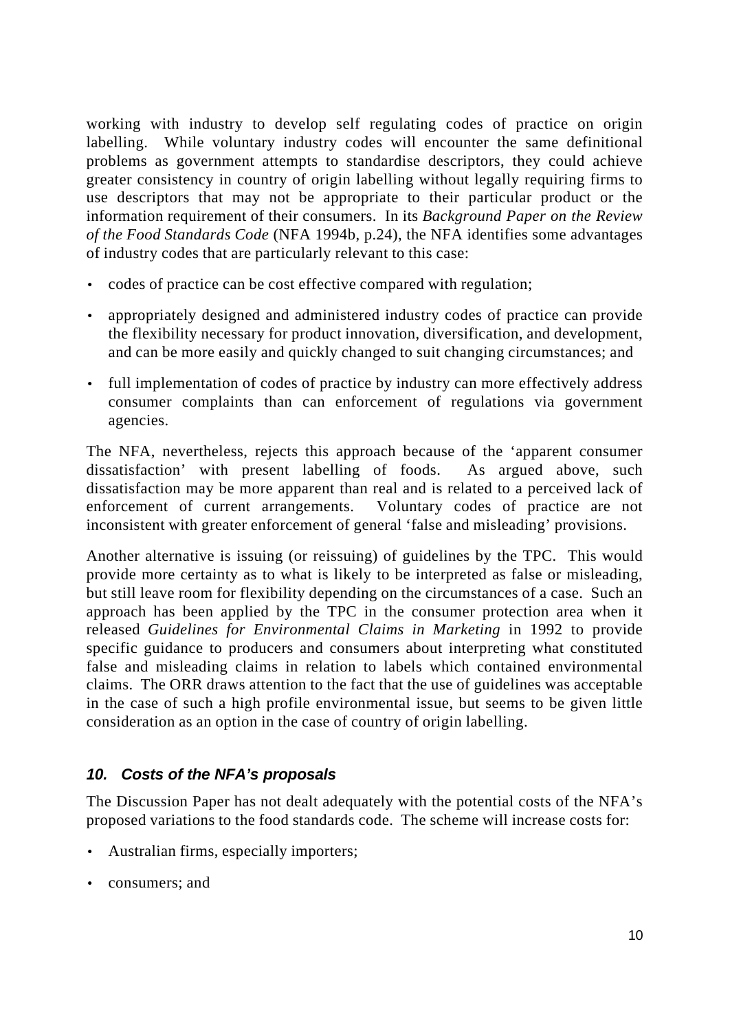working with industry to develop self regulating codes of practice on origin labelling. While voluntary industry codes will encounter the same definitional problems as government attempts to standardise descriptors, they could achieve greater consistency in country of origin labelling without legally requiring firms to use descriptors that may not be appropriate to their particular product or the information requirement of their consumers. In its *Background Paper on the Review of the Food Standards Code* (NFA 1994b, p.24), the NFA identifies some advantages of industry codes that are particularly relevant to this case:

- codes of practice can be cost effective compared with regulation;
- appropriately designed and administered industry codes of practice can provide the flexibility necessary for product innovation, diversification, and development, and can be more easily and quickly changed to suit changing circumstances; and
- full implementation of codes of practice by industry can more effectively address consumer complaints than can enforcement of regulations via government agencies.

The NFA, nevertheless, rejects this approach because of the 'apparent consumer dissatisfaction' with present labelling of foods. As argued above, such dissatisfaction may be more apparent than real and is related to a perceived lack of enforcement of current arrangements. Voluntary codes of practice are not inconsistent with greater enforcement of general 'false and misleading' provisions.

Another alternative is issuing (or reissuing) of guidelines by the TPC. This would provide more certainty as to what is likely to be interpreted as false or misleading, but still leave room for flexibility depending on the circumstances of a case. Such an approach has been applied by the TPC in the consumer protection area when it released *Guidelines for Environmental Claims in Marketing* in 1992 to provide specific guidance to producers and consumers about interpreting what constituted false and misleading claims in relation to labels which contained environmental claims. The ORR draws attention to the fact that the use of guidelines was acceptable in the case of such a high profile environmental issue, but seems to be given little consideration as an option in the case of country of origin labelling.

## *10. Costs of the NFA's proposals*

The Discussion Paper has not dealt adequately with the potential costs of the NFA's proposed variations to the food standards code. The scheme will increase costs for:

- Australian firms, especially importers;
- consumers; and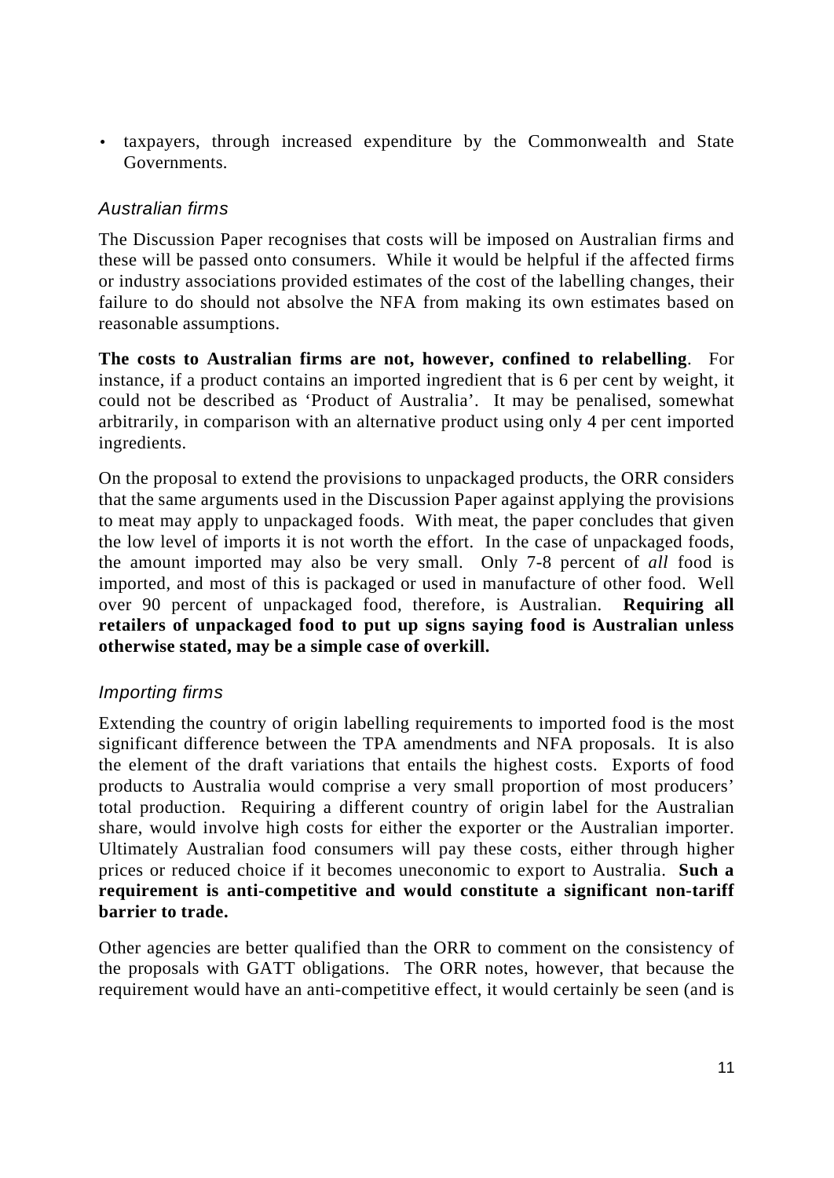- taxpayers, through increased expenditure by the Commonwealth and State Governments.

### *Australian firms*

The Discussion Paper recognises that costs will be imposed on Australian firms and these will be passed onto consumers. While it would be helpful if the affected firms or industry associations provided estimates of the cost of the labelling changes, their failure to do should not absolve the NFA from making its own estimates based on reasonable assumptions.

**The costs to Australian firms are not, however, confined to relabelling**. For instance, if a product contains an imported ingredient that is 6 per cent by weight, it could not be described as 'Product of Australia'. It may be penalised, somewhat arbitrarily, in comparison with an alternative product using only 4 per cent imported ingredients.

On the proposal to extend the provisions to unpackaged products, the ORR considers that the same arguments used in the Discussion Paper against applying the provisions to meat may apply to unpackaged foods. With meat, the paper concludes that given the low level of imports it is not worth the effort. In the case of unpackaged foods, the amount imported may also be very small. Only 7-8 percent of *all* food is imported, and most of this is packaged or used in manufacture of other food. Well over 90 percent of unpackaged food, therefore, is Australian. **Requiring all retailers of unpackaged food to put up signs saying food is Australian unless otherwise stated, may be a simple case of overkill.**

### *Importing firms*

Extending the country of origin labelling requirements to imported food is the most significant difference between the TPA amendments and NFA proposals. It is also the element of the draft variations that entails the highest costs. Exports of food products to Australia would comprise a very small proportion of most producers' total production. Requiring a different country of origin label for the Australian share, would involve high costs for either the exporter or the Australian importer. Ultimately Australian food consumers will pay these costs, either through higher prices or reduced choice if it becomes uneconomic to export to Australia. **Such a requirement is anti-competitive and would constitute a significant non-tariff barrier to trade.**

Other agencies are better qualified than the ORR to comment on the consistency of the proposals with GATT obligations. The ORR notes, however, that because the requirement would have an anti-competitive effect, it would certainly be seen (and is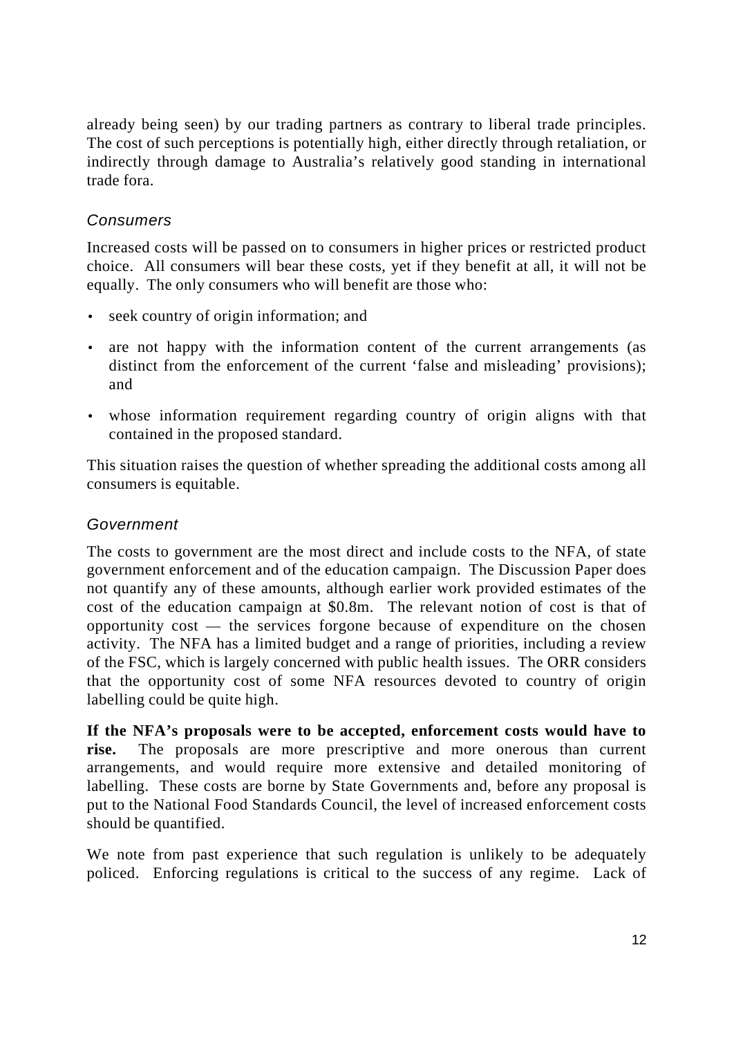already being seen) by our trading partners as contrary to liberal trade principles. The cost of such perceptions is potentially high, either directly through retaliation, or indirectly through damage to Australia's relatively good standing in international trade fora.

### *Consumers*

Increased costs will be passed on to consumers in higher prices or restricted product choice. All consumers will bear these costs, yet if they benefit at all, it will not be equally. The only consumers who will benefit are those who:

- seek country of origin information; and
- are not happy with the information content of the current arrangements (as distinct from the enforcement of the current 'false and misleading' provisions); and
- whose information requirement regarding country of origin aligns with that contained in the proposed standard.

This situation raises the question of whether spreading the additional costs among all consumers is equitable.

### *Government*

The costs to government are the most direct and include costs to the NFA, of state government enforcement and of the education campaign. The Discussion Paper does not quantify any of these amounts, although earlier work provided estimates of the cost of the education campaign at $0.8m. The relevant notion of cost is that of opportunity cost — the services forgone because of expenditure on the chosen activity. The NFA has a limited budget and a range of priorities, including a review of the FSC, which is largely concerned with public health issues. The ORR considers that the opportunity cost of some NFA resources devoted to country of origin labelling could be quite high.

**If the NFA's proposals were to be accepted, enforcement costs would have to rise.** The proposals are more prescriptive and more onerous than current arrangements, and would require more extensive and detailed monitoring of labelling. These costs are borne by State Governments and, before any proposal is put to the National Food Standards Council, the level of increased enforcement costs should be quantified.

We note from past experience that such regulation is unlikely to be adequately policed. Enforcing regulations is critical to the success of any regime. Lack of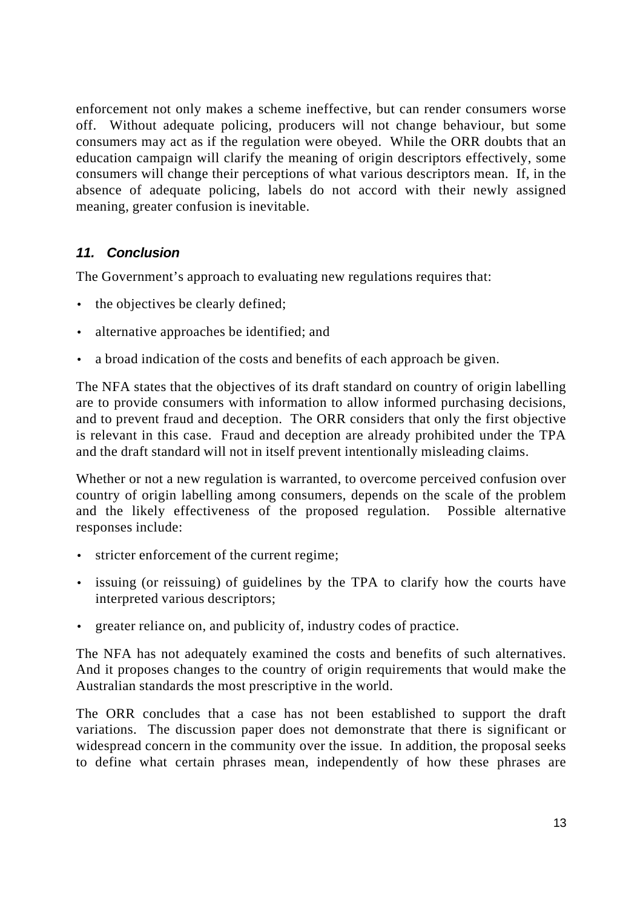enforcement not only makes a scheme ineffective, but can render consumers worse off. Without adequate policing, producers will not change behaviour, but some consumers may act as if the regulation were obeyed. While the ORR doubts that an education campaign will clarify the meaning of origin descriptors effectively, some consumers will change their perceptions of what various descriptors mean. If, in the absence of adequate policing, labels do not accord with their newly assigned meaning, greater confusion is inevitable.

### *11. Conclusion*

The Government's approach to evaluating new regulations requires that:

- the objectives be clearly defined;
- alternative approaches be identified; and
- a broad indication of the costs and benefits of each approach be given.

The NFA states that the objectives of its draft standard on country of origin labelling are to provide consumers with information to allow informed purchasing decisions, and to prevent fraud and deception. The ORR considers that only the first objective is relevant in this case. Fraud and deception are already prohibited under the TPA and the draft standard will not in itself prevent intentionally misleading claims.

Whether or not a new regulation is warranted, to overcome perceived confusion over country of origin labelling among consumers, depends on the scale of the problem and the likely effectiveness of the proposed regulation. Possible alternative responses include:

- stricter enforcement of the current regime;
- issuing (or reissuing) of guidelines by the TPA to clarify how the courts have interpreted various descriptors;
- greater reliance on, and publicity of, industry codes of practice.

The NFA has not adequately examined the costs and benefits of such alternatives. And it proposes changes to the country of origin requirements that would make the Australian standards the most prescriptive in the world.

The ORR concludes that a case has not been established to support the draft variations. The discussion paper does not demonstrate that there is significant or widespread concern in the community over the issue. In addition, the proposal seeks to define what certain phrases mean, independently of how these phrases are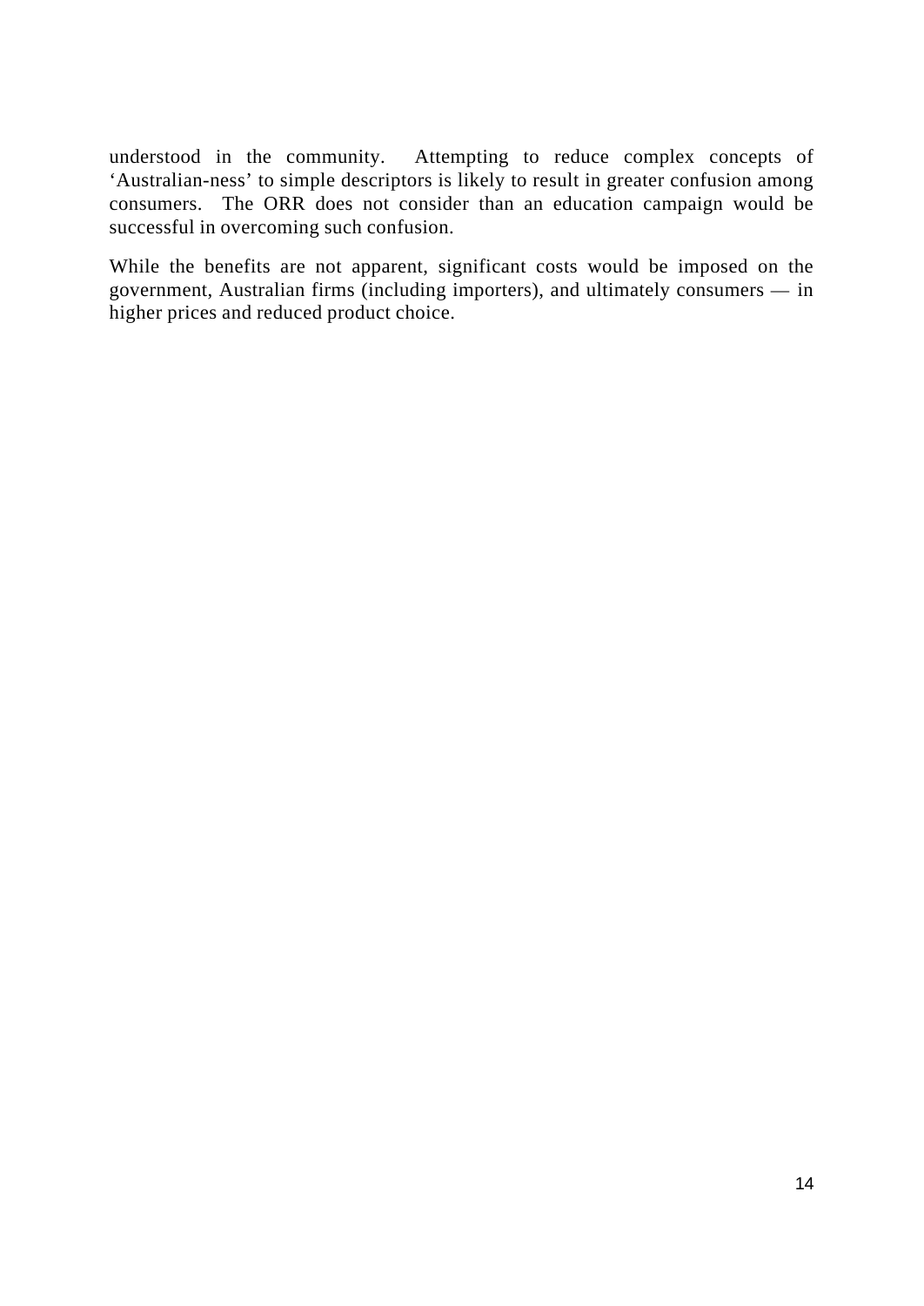understood in the community. Attempting to reduce complex concepts of 'Australian-ness' to simple descriptors is likely to result in greater confusion among consumers. The ORR does not consider than an education campaign would be successful in overcoming such confusion.

While the benefits are not apparent, significant costs would be imposed on the government, Australian firms (including importers), and ultimately consumers — in higher prices and reduced product choice.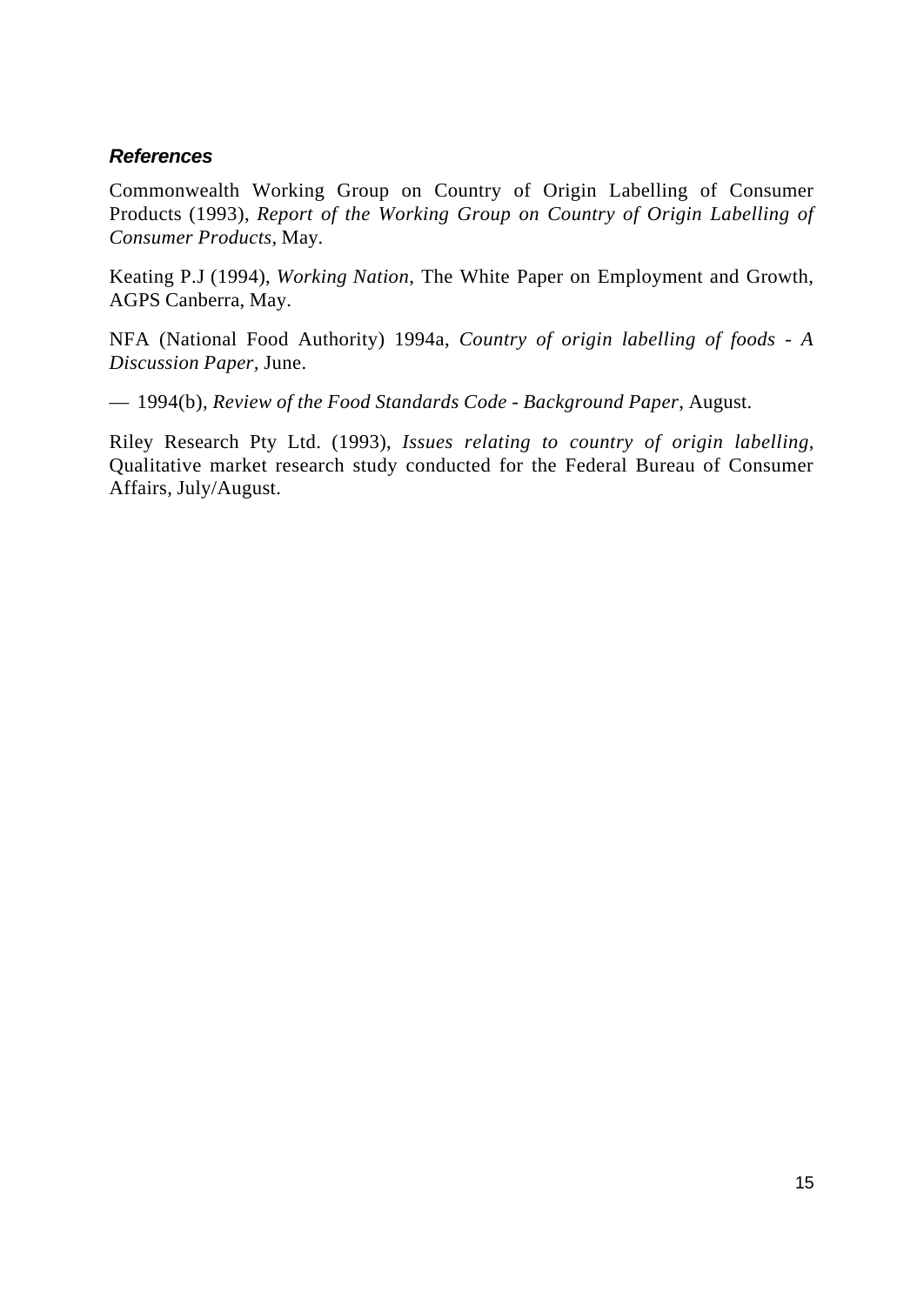### *References*

Commonwealth Working Group on Country of Origin Labelling of Consumer Products (1993), *Report of the Working Group on Country of Origin Labelling of Consumer Products*, May.

Keating P.J (1994), *Working Nation*, The White Paper on Employment and Growth, AGPS Canberra, May.

NFA (National Food Authority) 1994a, *Country of origin labelling of foods - A Discussion Paper*, June.

— 1994(b), *Review of the Food Standards Code - Background Paper*, August.

Riley Research Pty Ltd. (1993), *Issues relating to country of origin labelling*, Qualitative market research study conducted for the Federal Bureau of Consumer Affairs, July/August.